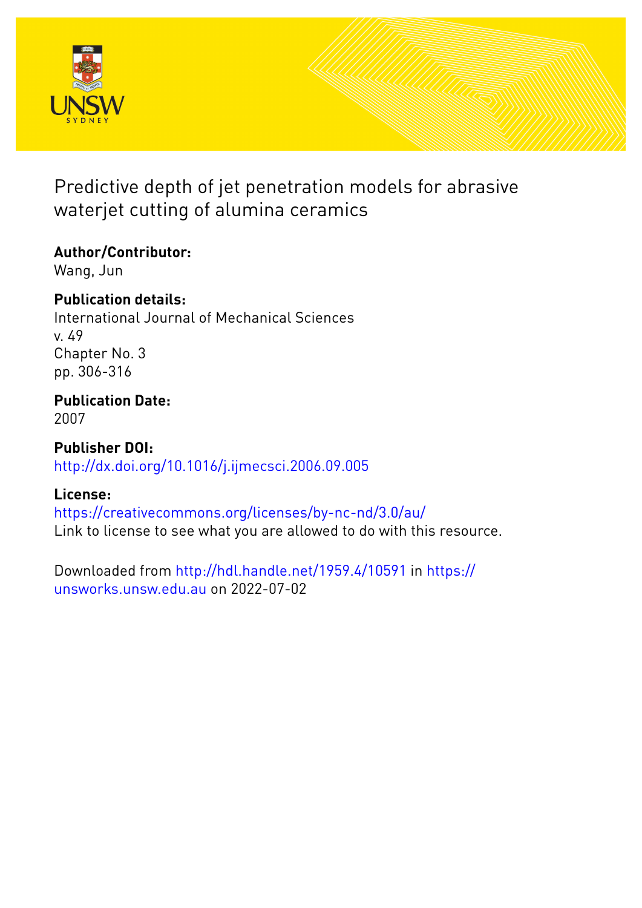# Predictive depth of jet penetration models for abrasive waterjet cutting of alumina ceramics

**Author/Contributor:**
Wang, Jun

**Publication details:**
International Journal of Mechanical Sciences
v. 49
Chapter No. 3
pp. 306-316

**Publication Date:**
2007

**Publisher DOI:**
http://dx.doi.org/10.1016/j.ijmecsci.2006.09.005

**License:**
https://creativecommons.org/licenses/by-nc-nd/3.0/au/
Link to license to see what you are allowed to do with this resource.

Downloaded from http://hdl.handle.net/1959.4/10591 in https://unsworks.unsw.edu.au on 2022-07-02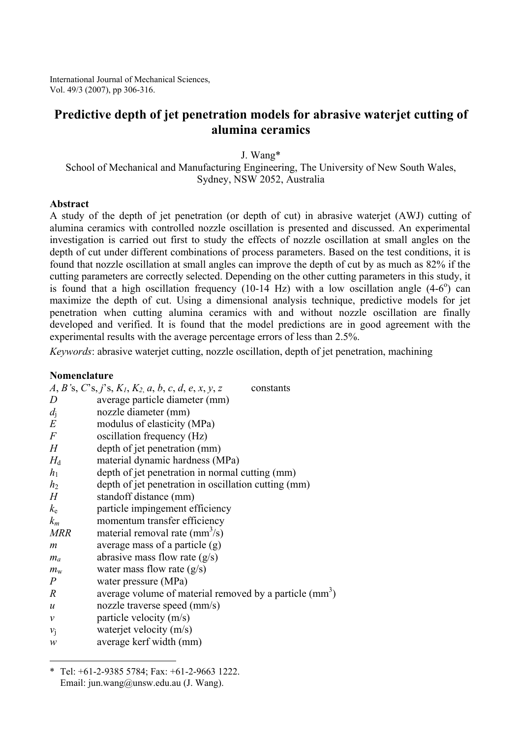International Journal of Mechanical Sciences, Vol. 49/3 (2007), pp 306-316.

# Predictive depth of jet penetration models for abrasive waterjet cutting of alumina ceramics

J. Wang*

School of Mechanical and Manufacturing Engineering, The University of New South Wales, Sydney, NSW 2052, Australia

**Abstract**

A study of the depth of jet penetration (or depth of cut) in abrasive waterjet (AWJ) cutting of alumina ceramics with controlled nozzle oscillation is presented and discussed. An experimental investigation is carried out first to study the effects of nozzle oscillation at small angles on the depth of cut under different combinations of process parameters. Based on the test conditions, it is found that nozzle oscillation at small angles can improve the depth of cut by as much as 82% if the cutting parameters are correctly selected. Depending on the other cutting parameters in this study, it is found that a high oscillation frequency (10-14 Hz) with a low oscillation angle (4-6$^o$) can maximize the depth of cut. Using a dimensional analysis technique, predictive models for jet penetration when cutting alumina ceramics with and without nozzle oscillation are finally developed and verified. It is found that the model predictions are in good agreement with the experimental results with the average percentage errors of less than 2.5%.

*Keywords*: abrasive waterjet cutting, nozzle oscillation, depth of jet penetration, machining

**Nomenclature**

| | |
|---|---|
| $A$, $B$'s, $C$'s, $j$'s, $K_1$, $K_2$, $a$, $b$, $c$, $d$, $e$, $x$, $y$, $z$ | constants |
| $D$ | average particle diameter (mm) |
| $d_j$ | nozzle diameter (mm) |
| $E$ | modulus of elasticity (MPa) |
| $F$ | oscillation frequency (Hz) |
| $H$ | depth of jet penetration (mm) |
| $H_d$ | material dynamic hardness (MPa) |
| $h_1$ | depth of jet penetration in normal cutting (mm) |
| $h_2$ | depth of jet penetration in oscillation cutting (mm) |
| $H$ | standoff distance (mm) |
| $k_e$ | particle impingement efficiency |
| $k_m$ | momentum transfer efficiency |
| $MRR$ | material removal rate (mm$^3$/s) |
| $m$ | average mass of a particle (g) |
| $m_a$ | abrasive mass flow rate (g/s) |
| $m_w$ | water mass flow rate (g/s) |
| $P$ | water pressure (MPa) |
| $R$ | average volume of material removed by a particle (mm$^3$) |
| $u$ | nozzle traverse speed (mm/s) |
| $v$ | particle velocity (m/s) |
| $v_j$ | waterjet velocity (m/s) |
| $w$ | average kerf width (mm) |

---

\* Tel: +61-2-9385 5784; Fax: +61-2-9663 1222. Email: jun.wang@unsw.edu.au (J. Wang).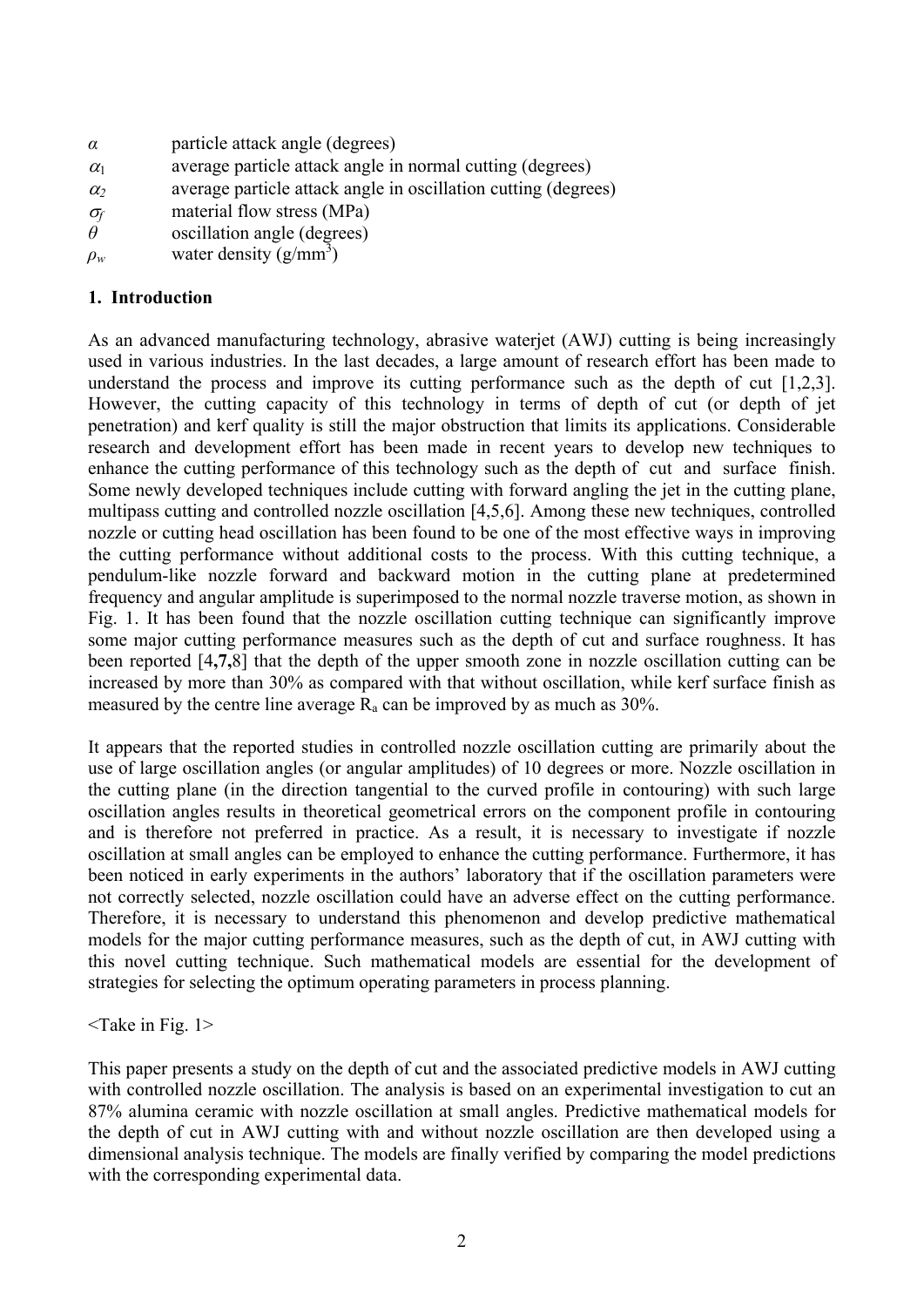| | |
|---|---|
| $\alpha$ | particle attack angle (degrees) |
| $\alpha_1$ | average particle attack angle in normal cutting (degrees) |
| $\alpha_2$ | average particle attack angle in oscillation cutting (degrees) |
| $\sigma_f$ | material flow stress (MPa) |
| $\theta$ | oscillation angle (degrees) |
| $\rho_w$ | water density (g/mm$^3$) |

## 1. Introduction

As an advanced manufacturing technology, abrasive waterjet (AWJ) cutting is being increasingly used in various industries. In the last decades, a large amount of research effort has been made to understand the process and improve its cutting performance such as the depth of cut [1,2,3]. However, the cutting capacity of this technology in terms of depth of cut (or depth of jet penetration) and kerf quality is still the major obstruction that limits its applications. Considerable research and development effort has been made in recent years to develop new techniques to enhance the cutting performance of this technology such as the depth of cut and surface finish. Some newly developed techniques include cutting with forward angling the jet in the cutting plane, multipass cutting and controlled nozzle oscillation [4,5,6]. Among these new techniques, controlled nozzle or cutting head oscillation has been found to be one of the most effective ways in improving the cutting performance without additional costs to the process. With this cutting technique, a pendulum-like nozzle forward and backward motion in the cutting plane at predetermined frequency and angular amplitude is superimposed to the normal nozzle traverse motion, as shown in Fig. 1. It has been found that the nozzle oscillation cutting technique can significantly improve some major cutting performance measures such as the depth of cut and surface roughness. It has been reported [4,**7**,8] that the depth of the upper smooth zone in nozzle oscillation cutting can be increased by more than 30% as compared with that without oscillation, while kerf surface finish as measured by the centre line average $R_a$ can be improved by as much as 30%.

It appears that the reported studies in controlled nozzle oscillation cutting are primarily about the use of large oscillation angles (or angular amplitudes) of 10 degrees or more. Nozzle oscillation in the cutting plane (in the direction tangential to the curved profile in contouring) with such large oscillation angles results in theoretical geometrical errors on the component profile in contouring and is therefore not preferred in practice. As a result, it is necessary to investigate if nozzle oscillation at small angles can be employed to enhance the cutting performance. Furthermore, it has been noticed in early experiments in the authors' laboratory that if the oscillation parameters were not correctly selected, nozzle oscillation could have an adverse effect on the cutting performance. Therefore, it is necessary to understand this phenomenon and develop predictive mathematical models for the major cutting performance measures, such as the depth of cut, in AWJ cutting with this novel cutting technique. Such mathematical models are essential for the development of strategies for selecting the optimum operating parameters in process planning.

<Take in Fig. 1>

This paper presents a study on the depth of cut and the associated predictive models in AWJ cutting with controlled nozzle oscillation. The analysis is based on an experimental investigation to cut an 87% alumina ceramic with nozzle oscillation at small angles. Predictive mathematical models for the depth of cut in AWJ cutting with and without nozzle oscillation are then developed using a dimensional analysis technique. The models are finally verified by comparing the model predictions with the corresponding experimental data.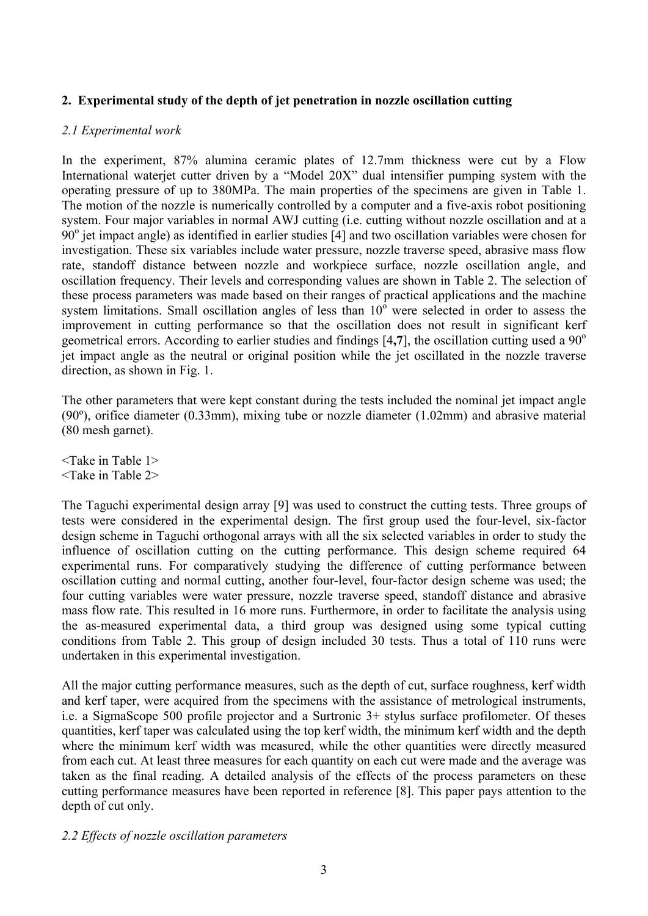## 2. Experimental study of the depth of jet penetration in nozzle oscillation cutting

### *2.1 Experimental work*

In the experiment, 87% alumina ceramic plates of 12.7mm thickness were cut by a Flow International waterjet cutter driven by a "Model 20X" dual intensifier pumping system with the operating pressure of up to 380MPa. The main properties of the specimens are given in Table 1. The motion of the nozzle is numerically controlled by a computer and a five-axis robot positioning system. Four major variables in normal AWJ cutting (i.e. cutting without nozzle oscillation and at a $90^o$ jet impact angle) as identified in earlier studies [4] and two oscillation variables were chosen for investigation. These six variables include water pressure, nozzle traverse speed, abrasive mass flow rate, standoff distance between nozzle and workpiece surface, nozzle oscillation angle, and oscillation frequency. Their levels and corresponding values are shown in Table 2. The selection of these process parameters was made based on their ranges of practical applications and the machine system limitations. Small oscillation angles of less than $10^o$ were selected in order to assess the improvement in cutting performance so that the oscillation does not result in significant kerf geometrical errors. According to earlier studies and findings [4,**7**], the oscillation cutting used a $90^o$ jet impact angle as the neutral or original position while the jet oscillated in the nozzle traverse direction, as shown in Fig. 1.

The other parameters that were kept constant during the tests included the nominal jet impact angle (90º), orifice diameter (0.33mm), mixing tube or nozzle diameter (1.02mm) and abrasive material (80 mesh garnet).

<Take in Table 1>
<Take in Table 2>

The Taguchi experimental design array [9] was used to construct the cutting tests. Three groups of tests were considered in the experimental design. The first group used the four-level, six-factor design scheme in Taguchi orthogonal arrays with all the six selected variables in order to study the influence of oscillation cutting on the cutting performance. This design scheme required 64 experimental runs. For comparatively studying the difference of cutting performance between oscillation cutting and normal cutting, another four-level, four-factor design scheme was used; the four cutting variables were water pressure, nozzle traverse speed, standoff distance and abrasive mass flow rate. This resulted in 16 more runs. Furthermore, in order to facilitate the analysis using the as-measured experimental data, a third group was designed using some typical cutting conditions from Table 2. This group of design included 30 tests. Thus a total of 110 runs were undertaken in this experimental investigation.

All the major cutting performance measures, such as the depth of cut, surface roughness, kerf width and kerf taper, were acquired from the specimens with the assistance of metrological instruments, i.e. a SigmaScope 500 profile projector and a Surtronic 3+ stylus surface profilometer. Of theses quantities, kerf taper was calculated using the top kerf width, the minimum kerf width and the depth where the minimum kerf width was measured, while the other quantities were directly measured from each cut. At least three measures for each quantity on each cut were made and the average was taken as the final reading. A detailed analysis of the effects of the process parameters on these cutting performance measures have been reported in reference [8]. This paper pays attention to the depth of cut only.

### *2.2 Effects of nozzle oscillation parameters*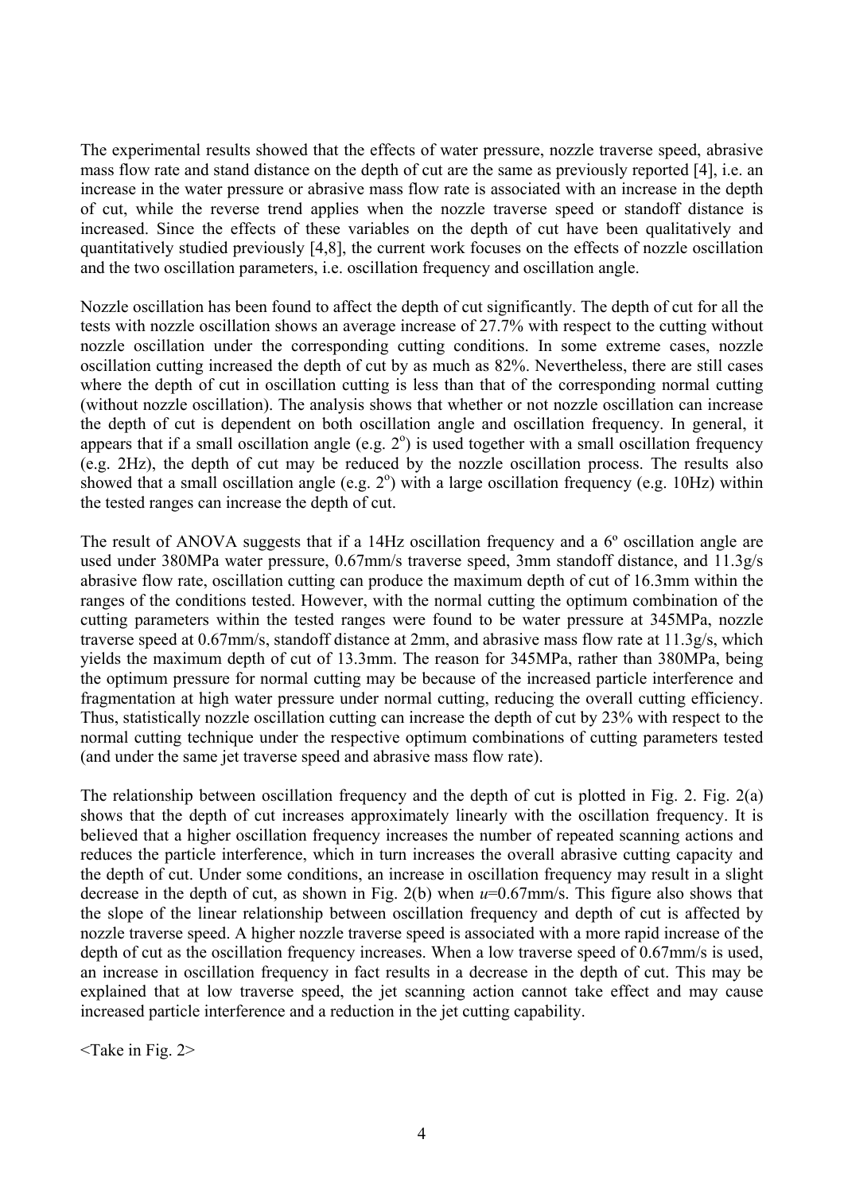The experimental results showed that the effects of water pressure, nozzle traverse speed, abrasive mass flow rate and stand distance on the depth of cut are the same as previously reported [4], i.e. an increase in the water pressure or abrasive mass flow rate is associated with an increase in the depth of cut, while the reverse trend applies when the nozzle traverse speed or standoff distance is increased. Since the effects of these variables on the depth of cut have been qualitatively and quantitatively studied previously [4,8], the current work focuses on the effects of nozzle oscillation and the two oscillation parameters, i.e. oscillation frequency and oscillation angle.

Nozzle oscillation has been found to affect the depth of cut significantly. The depth of cut for all the tests with nozzle oscillation shows an average increase of 27.7% with respect to the cutting without nozzle oscillation under the corresponding cutting conditions. In some extreme cases, nozzle oscillation cutting increased the depth of cut by as much as 82%. Nevertheless, there are still cases where the depth of cut in oscillation cutting is less than that of the corresponding normal cutting (without nozzle oscillation). The analysis shows that whether or not nozzle oscillation can increase the depth of cut is dependent on both oscillation angle and oscillation frequency. In general, it appears that if a small oscillation angle (e.g. $2^{o}$) is used together with a small oscillation frequency (e.g. 2Hz), the depth of cut may be reduced by the nozzle oscillation process. The results also showed that a small oscillation angle (e.g. $2^{o}$) with a large oscillation frequency (e.g. 10Hz) within the tested ranges can increase the depth of cut.

The result of ANOVA suggests that if a 14Hz oscillation frequency and a 6º oscillation angle are used under 380MPa water pressure, 0.67mm/s traverse speed, 3mm standoff distance, and 11.3g/s abrasive flow rate, oscillation cutting can produce the maximum depth of cut of 16.3mm within the ranges of the conditions tested. However, with the normal cutting the optimum combination of the cutting parameters within the tested ranges were found to be water pressure at 345MPa, nozzle traverse speed at 0.67mm/s, standoff distance at 2mm, and abrasive mass flow rate at 11.3g/s, which yields the maximum depth of cut of 13.3mm. The reason for 345MPa, rather than 380MPa, being the optimum pressure for normal cutting may be because of the increased particle interference and fragmentation at high water pressure under normal cutting, reducing the overall cutting efficiency. Thus, statistically nozzle oscillation cutting can increase the depth of cut by 23% with respect to the normal cutting technique under the respective optimum combinations of cutting parameters tested (and under the same jet traverse speed and abrasive mass flow rate).

The relationship between oscillation frequency and the depth of cut is plotted in Fig. 2. Fig. 2(a) shows that the depth of cut increases approximately linearly with the oscillation frequency. It is believed that a higher oscillation frequency increases the number of repeated scanning actions and reduces the particle interference, which in turn increases the overall abrasive cutting capacity and the depth of cut. Under some conditions, an increase in oscillation frequency may result in a slight decrease in the depth of cut, as shown in Fig. 2(b) when $u$=0.67mm/s. This figure also shows that the slope of the linear relationship between oscillation frequency and depth of cut is affected by nozzle traverse speed. A higher nozzle traverse speed is associated with a more rapid increase of the depth of cut as the oscillation frequency increases. When a low traverse speed of 0.67mm/s is used, an increase in oscillation frequency in fact results in a decrease in the depth of cut. This may be explained that at low traverse speed, the jet scanning action cannot take effect and may cause increased particle interference and a reduction in the jet cutting capability.

<Take in Fig. 2>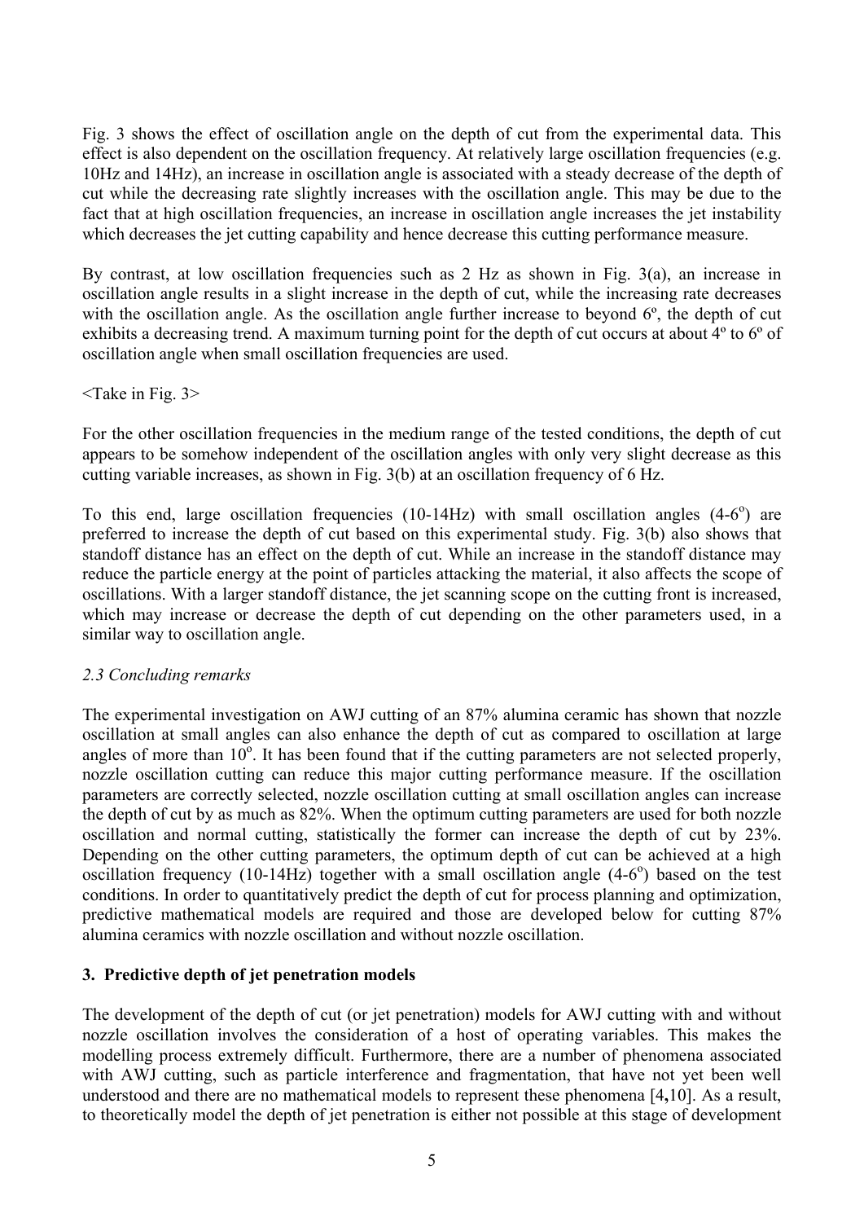Fig. 3 shows the effect of oscillation angle on the depth of cut from the experimental data. This effect is also dependent on the oscillation frequency. At relatively large oscillation frequencies (e.g. 10Hz and 14Hz), an increase in oscillation angle is associated with a steady decrease of the depth of cut while the decreasing rate slightly increases with the oscillation angle. This may be due to the fact that at high oscillation frequencies, an increase in oscillation angle increases the jet instability which decreases the jet cutting capability and hence decrease this cutting performance measure.

By contrast, at low oscillation frequencies such as 2 Hz as shown in Fig. 3(a), an increase in oscillation angle results in a slight increase in the depth of cut, while the increasing rate decreases with the oscillation angle. As the oscillation angle further increase to beyond 6º, the depth of cut exhibits a decreasing trend. A maximum turning point for the depth of cut occurs at about 4º to 6º of oscillation angle when small oscillation frequencies are used.

<Take in Fig. 3>

For the other oscillation frequencies in the medium range of the tested conditions, the depth of cut appears to be somehow independent of the oscillation angles with only very slight decrease as this cutting variable increases, as shown in Fig. 3(b) at an oscillation frequency of 6 Hz.

To this end, large oscillation frequencies (10-14Hz) with small oscillation angles (4-6$^{o}$) are preferred to increase the depth of cut based on this experimental study. Fig. 3(b) also shows that standoff distance has an effect on the depth of cut. While an increase in the standoff distance may reduce the particle energy at the point of particles attacking the material, it also affects the scope of oscillations. With a larger standoff distance, the jet scanning scope on the cutting front is increased, which may increase or decrease the depth of cut depending on the other parameters used, in a similar way to oscillation angle.

### *2.3 Concluding remarks*

The experimental investigation on AWJ cutting of an 87% alumina ceramic has shown that nozzle oscillation at small angles can also enhance the depth of cut as compared to oscillation at large angles of more than 10$^{o}$. It has been found that if the cutting parameters are not selected properly, nozzle oscillation cutting can reduce this major cutting performance measure. If the oscillation parameters are correctly selected, nozzle oscillation cutting at small oscillation angles can increase the depth of cut by as much as 82%. When the optimum cutting parameters are used for both nozzle oscillation and normal cutting, statistically the former can increase the depth of cut by 23%. Depending on the other cutting parameters, the optimum depth of cut can be achieved at a high oscillation frequency (10-14Hz) together with a small oscillation angle (4-6$^{o}$) based on the test conditions. In order to quantitatively predict the depth of cut for process planning and optimization, predictive mathematical models are required and those are developed below for cutting 87% alumina ceramics with nozzle oscillation and without nozzle oscillation.

## **3. Predictive depth of jet penetration models**

The development of the depth of cut (or jet penetration) models for AWJ cutting with and without nozzle oscillation involves the consideration of a host of operating variables. This makes the modelling process extremely difficult. Furthermore, there are a number of phenomena associated with AWJ cutting, such as particle interference and fragmentation, that have not yet been well understood and there are no mathematical models to represent these phenomena [4,10]. As a result, to theoretically model the depth of jet penetration is either not possible at this stage of development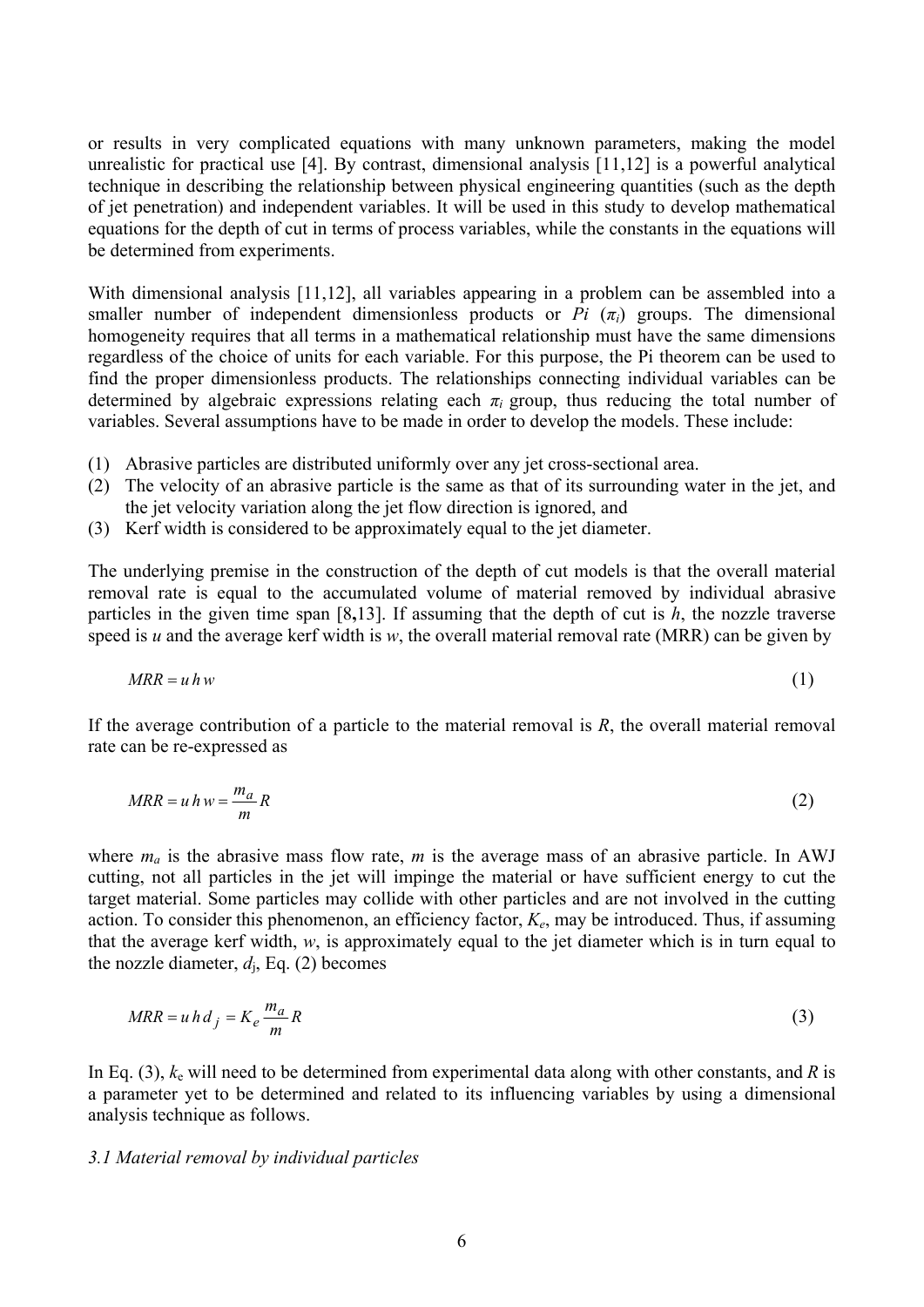or results in very complicated equations with many unknown parameters, making the model unrealistic for practical use [4]. By contrast, dimensional analysis [11,12] is a powerful analytical technique in describing the relationship between physical engineering quantities (such as the depth of jet penetration) and independent variables. It will be used in this study to develop mathematical equations for the depth of cut in terms of process variables, while the constants in the equations will be determined from experiments.

With dimensional analysis [11,12], all variables appearing in a problem can be assembled into a smaller number of independent dimensionless products or *Pi* ($\pi_i$) groups. The dimensional homogeneity requires that all terms in a mathematical relationship must have the same dimensions regardless of the choice of units for each variable. For this purpose, the Pi theorem can be used to find the proper dimensionless products. The relationships connecting individual variables can be determined by algebraic expressions relating each $\pi_i$ group, thus reducing the total number of variables. Several assumptions have to be made in order to develop the models. These include:

(1) Abrasive particles are distributed uniformly over any jet cross-sectional area.
(2) The velocity of an abrasive particle is the same as that of its surrounding water in the jet, and the jet velocity variation along the jet flow direction is ignored, and
(3) Kerf width is considered to be approximately equal to the jet diameter.

The underlying premise in the construction of the depth of cut models is that the overall material removal rate is equal to the accumulated volume of material removed by individual abrasive particles in the given time span [8,13]. If assuming that the depth of cut is $h$, the nozzle traverse speed is $u$ and the average kerf width is $w$, the overall material removal rate (MRR) can be given by

$$MRR = u\,h\,w \tag{1}$$

If the average contribution of a particle to the material removal is $R$, the overall material removal rate can be re-expressed as

$$MRR = u\,h\,w = \frac{m_a}{m} R \tag{2}$$

where $m_a$ is the abrasive mass flow rate, $m$ is the average mass of an abrasive particle. In AWJ cutting, not all particles in the jet will impinge the material or have sufficient energy to cut the target material. Some particles may collide with other particles and are not involved in the cutting action. To consider this phenomenon, an efficiency factor, $K_e$, may be introduced. Thus, if assuming that the average kerf width, $w$, is approximately equal to the jet diameter which is in turn equal to the nozzle diameter, $d_j$, Eq. (2) becomes

$$MRR = u\,h\,d_j = K_e \frac{m_a}{m} R \tag{3}$$

In Eq. (3), $k_e$ will need to be determined from experimental data along with other constants, and $R$ is a parameter yet to be determined and related to its influencing variables by using a dimensional analysis technique as follows.

### *3.1 Material removal by individual particles*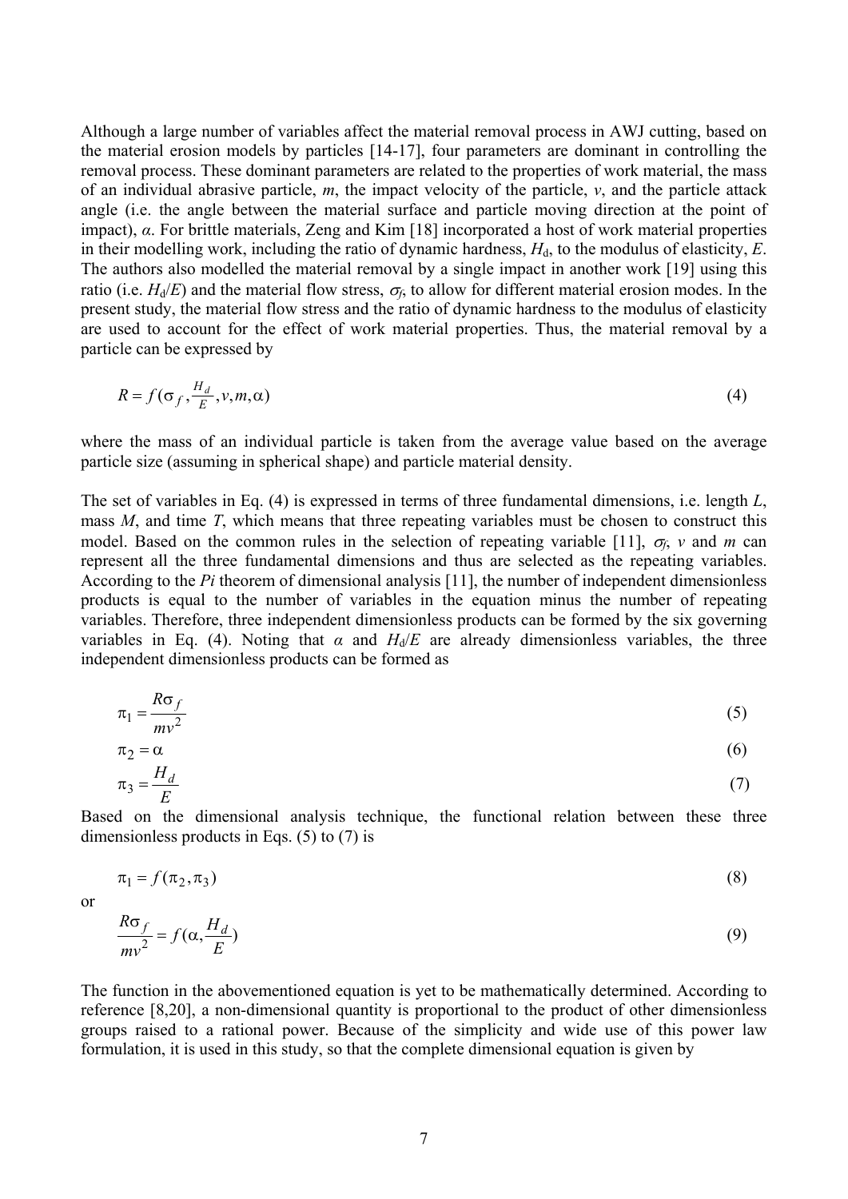Although a large number of variables affect the material removal process in AWJ cutting, based on the material erosion models by particles [14-17], four parameters are dominant in controlling the removal process. These dominant parameters are related to the properties of work material, the mass of an individual abrasive particle, $m$, the impact velocity of the particle, $v$, and the particle attack angle (i.e. the angle between the material surface and particle moving direction at the point of impact), $\alpha$. For brittle materials, Zeng and Kim [18] incorporated a host of work material properties in their modelling work, including the ratio of dynamic hardness, $H_d$, to the modulus of elasticity, $E$. The authors also modelled the material removal by a single impact in another work [19] using this ratio (i.e. $H_d/E$) and the material flow stress, $\sigma_f$, to allow for different material erosion modes. In the present study, the material flow stress and the ratio of dynamic hardness to the modulus of elasticity are used to account for the effect of work material properties. Thus, the material removal by a particle can be expressed by

$$R = f(\sigma_f, \frac{H_d}{E}, v, m, \alpha) \tag{4}$$

where the mass of an individual particle is taken from the average value based on the average particle size (assuming in spherical shape) and particle material density.

The set of variables in Eq. (4) is expressed in terms of three fundamental dimensions, i.e. length $L$, mass $M$, and time $T$, which means that three repeating variables must be chosen to construct this model. Based on the common rules in the selection of repeating variable [11], $\sigma_f$, $v$ and $m$ can represent all the three fundamental dimensions and thus are selected as the repeating variables. According to the *Pi* theorem of dimensional analysis [11], the number of independent dimensionless products is equal to the number of variables in the equation minus the number of repeating variables. Therefore, three independent dimensionless products can be formed by the six governing variables in Eq. (4). Noting that $\alpha$ and $H_d/E$ are already dimensionless variables, the three independent dimensionless products can be formed as

$$\pi_1 = \frac{R\sigma_f}{mv^2} \tag{5}$$

$$\pi_2 = \alpha \tag{6}$$

$$\pi_3 = \frac{H_d}{E} \tag{7}$$

Based on the dimensional analysis technique, the functional relation between these three dimensionless products in Eqs. (5) to (7) is

$$\pi_1 = f(\pi_2, \pi_3) \tag{8}$$

or

$$\frac{R\sigma_f}{mv^2} = f(\alpha, \frac{H_d}{E}) \tag{9}$$

The function in the abovementioned equation is yet to be mathematically determined. According to reference [8,20], a non-dimensional quantity is proportional to the product of other dimensionless groups raised to a rational power. Because of the simplicity and wide use of this power law formulation, it is used in this study, so that the complete dimensional equation is given by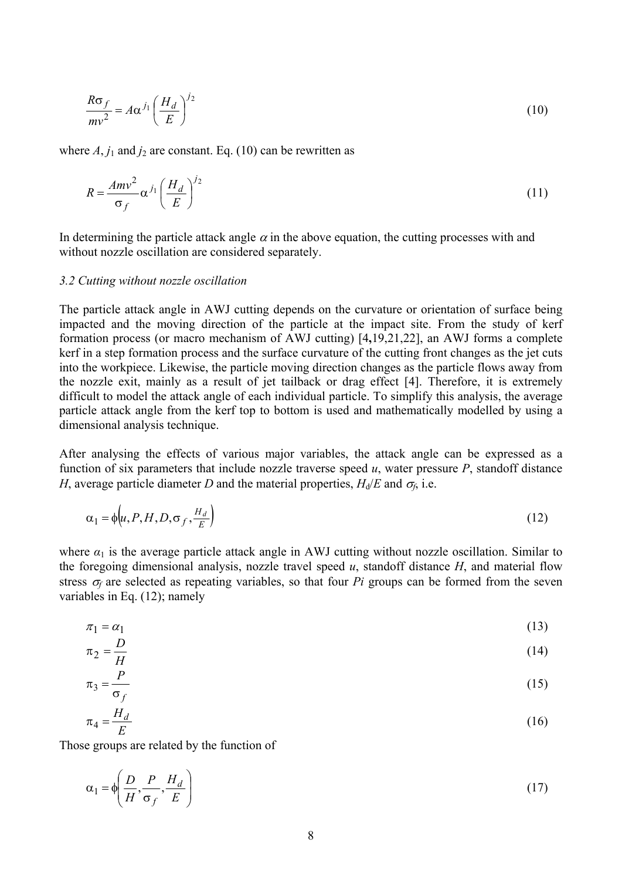$$\frac{R\sigma_f}{mv^2} = A\alpha^{j_1}\left(\frac{H_d}{E}\right)^{j_2} \tag{10}$$

where $A$, $j_1$ and $j_2$ are constant. Eq. (10) can be rewritten as

$$R = \frac{Amv^2}{\sigma_f}\alpha^{j_1}\left(\frac{H_d}{E}\right)^{j_2} \tag{11}$$

In determining the particle attack angle $\alpha$ in the above equation, the cutting processes with and without nozzle oscillation are considered separately.

### *3.2 Cutting without nozzle oscillation*

The particle attack angle in AWJ cutting depends on the curvature or orientation of surface being impacted and the moving direction of the particle at the impact site. From the study of kerf formation process (or macro mechanism of AWJ cutting) [4,19,21,22], an AWJ forms a complete kerf in a step formation process and the surface curvature of the cutting front changes as the jet cuts into the workpiece. Likewise, the particle moving direction changes as the particle flows away from the nozzle exit, mainly as a result of jet tailback or drag effect [4]. Therefore, it is extremely difficult to model the attack angle of each individual particle. To simplify this analysis, the average particle attack angle from the kerf top to bottom is used and mathematically modelled by using a dimensional analysis technique.

After analysing the effects of various major variables, the attack angle can be expressed as a function of six parameters that include nozzle traverse speed $u$, water pressure $P$, standoff distance $H$, average particle diameter $D$ and the material properties, $H_d/E$ and $\sigma_f$, i.e.

$$\alpha_1 = \phi\left(u, P, H, D, \sigma_f, \tfrac{H_d}{E}\right) \tag{12}$$

where $\alpha_1$ is the average particle attack angle in AWJ cutting without nozzle oscillation. Similar to the foregoing dimensional analysis, nozzle travel speed $u$, standoff distance $H$, and material flow stress $\sigma_f$ are selected as repeating variables, so that four *Pi* groups can be formed from the seven variables in Eq. (12); namely

$$\pi_1 = \alpha_1 \tag{13}$$

$$\pi_2 = \frac{D}{H} \tag{14}$$

$$\pi_3 = \frac{P}{\sigma_f} \tag{15}$$

$$\pi_4 = \frac{H_d}{E} \tag{16}$$

Those groups are related by the function of

$$\alpha_1 = \phi\left(\frac{D}{H}, \frac{P}{\sigma_f}, \frac{H_d}{E}\right) \tag{17}$$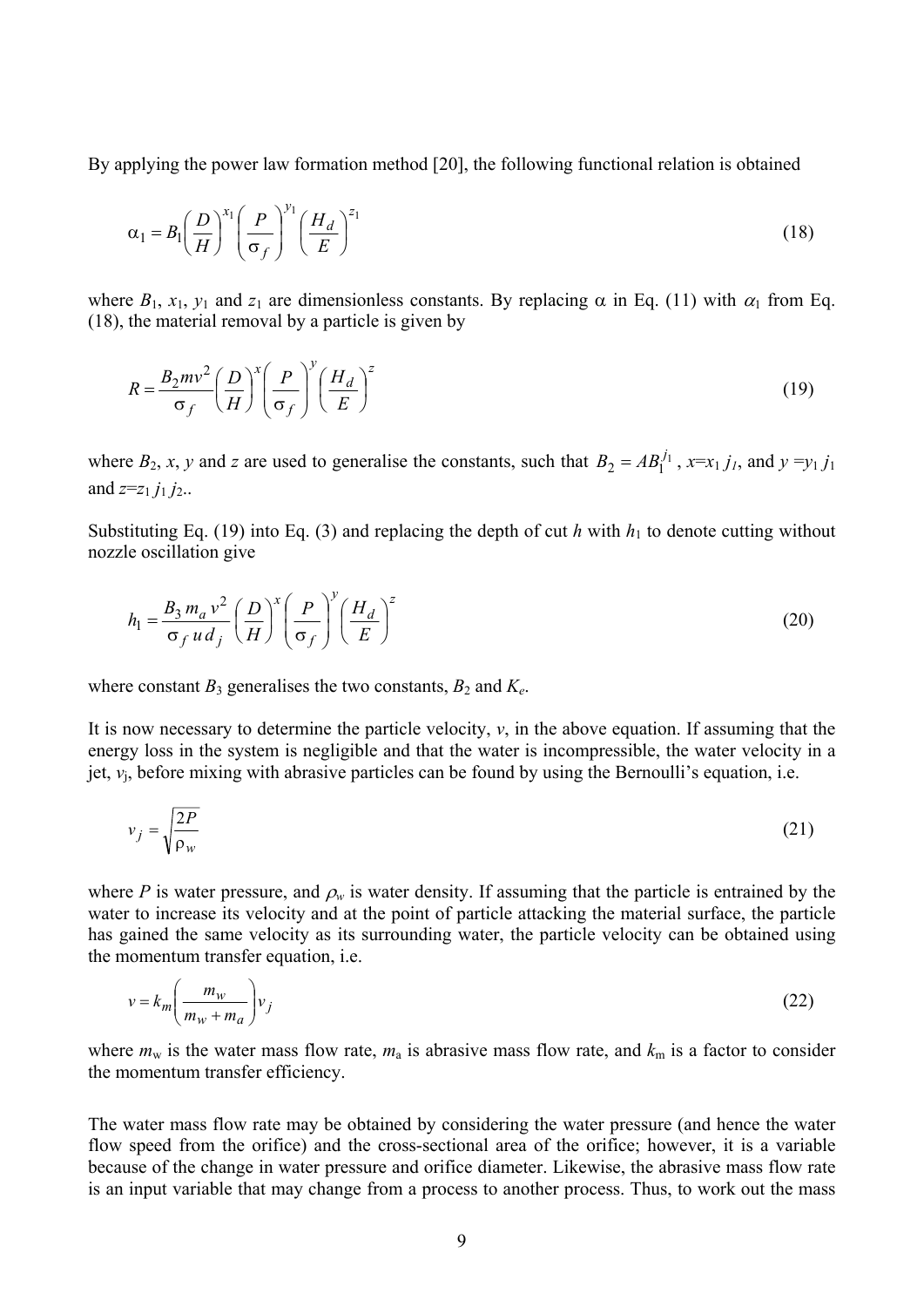By applying the power law formation method [20], the following functional relation is obtained

$$\alpha_1 = B_1 \left( \frac{D}{H} \right)^{x_1} \left( \frac{P}{\sigma_f} \right)^{y_1} \left( \frac{H_d}{E} \right)^{z_1} \tag{18}$$

where $B_1$, $x_1$, $y_1$ and $z_1$ are dimensionless constants. By replacing $\alpha$ in Eq. (11) with $\alpha_1$ from Eq. (18), the material removal by a particle is given by

$$R = \frac{B_2 m v^2}{\sigma_f} \left( \frac{D}{H} \right)^{x} \left( \frac{P}{\sigma_f} \right)^{y} \left( \frac{H_d}{E} \right)^{z} \tag{19}$$

where $B_2$, $x$, $y$ and $z$ are used to generalise the constants, such that $B_2 = AB_1^{j_1}$, $x$=$x_1$ $j_1$, and $y$ =$y_1$ $j_1$ and $z$=$z_1$ $j_1$ $j_2$..

Substituting Eq. (19) into Eq. (3) and replacing the depth of cut $h$ with $h_1$ to denote cutting without nozzle oscillation give

$$h_1 = \frac{B_3 \, m_a \, v^2}{\sigma_f \, u \, d_j} \left( \frac{D}{H} \right)^{x} \left( \frac{P}{\sigma_f} \right)^{y} \left( \frac{H_d}{E} \right)^{z} \tag{20}$$

where constant $B_3$ generalises the two constants, $B_2$ and $K_e$.

It is now necessary to determine the particle velocity, $v$, in the above equation. If assuming that the energy loss in the system is negligible and that the water is incompressible, the water velocity in a jet, $v_j$, before mixing with abrasive particles can be found by using the Bernoulli's equation, i.e.

$$v_j = \sqrt{\frac{2P}{\rho_w}} \tag{21}$$

where $P$ is water pressure, and $\rho_w$ is water density. If assuming that the particle is entrained by the water to increase its velocity and at the point of particle attacking the material surface, the particle has gained the same velocity as its surrounding water, the particle velocity can be obtained using the momentum transfer equation, i.e.

$$v = k_m \left( \frac{m_w}{m_w + m_a} \right) v_j \tag{22}$$

where $m_w$ is the water mass flow rate, $m_a$ is abrasive mass flow rate, and $k_m$ is a factor to consider the momentum transfer efficiency.

The water mass flow rate may be obtained by considering the water pressure (and hence the water flow speed from the orifice) and the cross-sectional area of the orifice; however, it is a variable because of the change in water pressure and orifice diameter. Likewise, the abrasive mass flow rate is an input variable that may change from a process to another process. Thus, to work out the mass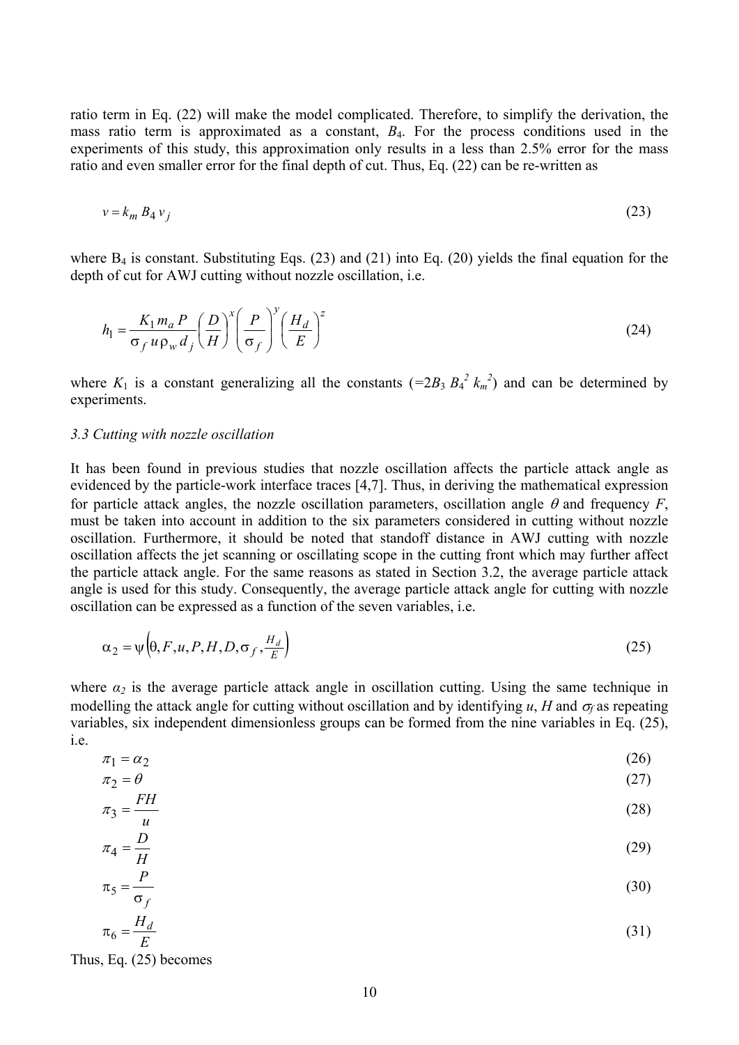ratio term in Eq. (22) will make the model complicated. Therefore, to simplify the derivation, the mass ratio term is approximated as a constant, $B_4$. For the process conditions used in the experiments of this study, this approximation only results in a less than 2.5% error for the mass ratio and even smaller error for the final depth of cut. Thus, Eq. (22) can be re-written as

$$v = k_m B_4 v_j \tag{23}$$

where $B_4$ is constant. Substituting Eqs. (23) and (21) into Eq. (20) yields the final equation for the depth of cut for AWJ cutting without nozzle oscillation, i.e.

$$h_1 = \frac{K_1 m_a P}{\sigma_f u \rho_w d_j} \left( \frac{D}{H} \right)^x \left( \frac{P}{\sigma_f} \right)^y \left( \frac{H_d}{E} \right)^z \tag{24}$$

where $K_1$ is a constant generalizing all the constants ($=2B_3 B_4^2 k_m^2$) and can be determined by experiments.

### *3.3 Cutting with nozzle oscillation*

It has been found in previous studies that nozzle oscillation affects the particle attack angle as evidenced by the particle-work interface traces [4,7]. Thus, in deriving the mathematical expression for particle attack angles, the nozzle oscillation parameters, oscillation angle $\theta$ and frequency $F$, must be taken into account in addition to the six parameters considered in cutting without nozzle oscillation. Furthermore, it should be noted that standoff distance in AWJ cutting with nozzle oscillation affects the jet scanning or oscillating scope in the cutting front which may further affect the particle attack angle. For the same reasons as stated in Section 3.2, the average particle attack angle is used for this study. Consequently, the average particle attack angle for cutting with nozzle oscillation can be expressed as a function of the seven variables, i.e.

$$\alpha_2 = \psi\left(\theta, F, u, P, H, D, \sigma_f, \tfrac{H_d}{E}\right) \tag{25}$$

where $\alpha_2$ is the average particle attack angle in oscillation cutting. Using the same technique in modelling the attack angle for cutting without oscillation and by identifying $u$, $H$ and $\sigma_f$ as repeating variables, six independent dimensionless groups can be formed from the nine variables in Eq. (25), i.e.

$$\pi_1 = \alpha_2 \tag{26}$$

$$\pi_2 = \theta \tag{27}$$

$$\pi_3 = \frac{FH}{u} \tag{28}$$

$$\pi_4 = \frac{D}{H} \tag{29}$$

$$\pi_5 = \frac{P}{\sigma_f} \tag{30}$$

$$\pi_6 = \frac{H_d}{E} \tag{31}$$

Thus, Eq. (25) becomes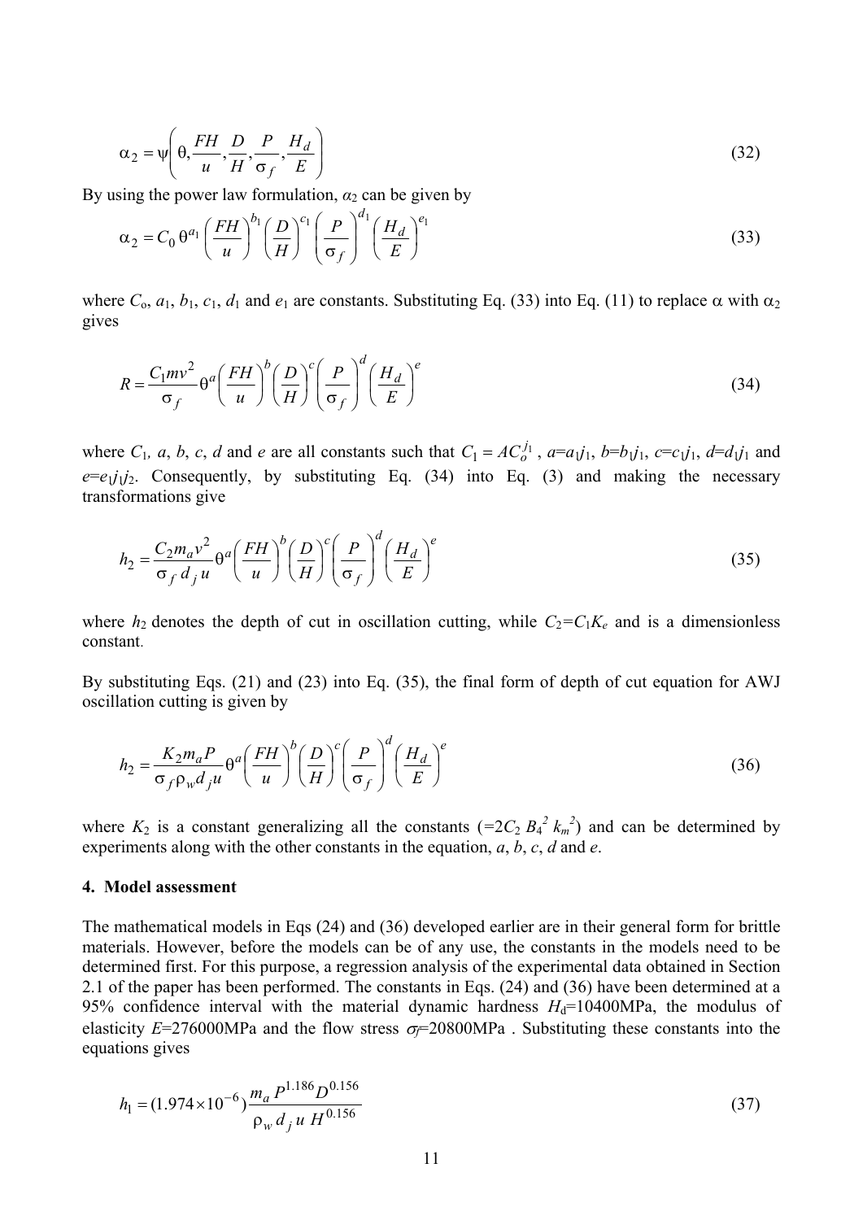$$\alpha_2 = \psi\left(\theta, \frac{FH}{u}, \frac{D}{H}, \frac{P}{\sigma_f}, \frac{H_d}{E}\right) \tag{32}$$

By using the power law formulation, $\alpha_2$ can be given by

$$\alpha_2 = C_0\,\theta^{a_1}\left(\frac{FH}{u}\right)^{b_1}\left(\frac{D}{H}\right)^{c_1}\left(\frac{P}{\sigma_f}\right)^{d_1}\left(\frac{H_d}{E}\right)^{e_1} \tag{33}$$

where $C_o$, $a_1$, $b_1$, $c_1$, $d_1$ and $e_1$ are constants. Substituting Eq. (33) into Eq. (11) to replace $\alpha$ with $\alpha_2$ gives

$$R = \frac{C_1 m v^2}{\sigma_f}\theta^{a}\left(\frac{FH}{u}\right)^{b}\left(\frac{D}{H}\right)^{c}\left(\frac{P}{\sigma_f}\right)^{d}\left(\frac{H_d}{E}\right)^{e} \tag{34}$$

where $C_1$, $a$, $b$, $c$, $d$ and $e$ are all constants such that $C_1 = AC_o^{j_1}$, $a=a_1j_1$, $b=b_1j_1$, $c=c_1j_1$, $d=d_1j_1$ and $e=e_1j_1j_2$. Consequently, by substituting Eq. (34) into Eq. (3) and making the necessary transformations give

$$h_2 = \frac{C_2 m_a v^2}{\sigma_f\, d_j\, u}\theta^{a}\left(\frac{FH}{u}\right)^{b}\left(\frac{D}{H}\right)^{c}\left(\frac{P}{\sigma_f}\right)^{d}\left(\frac{H_d}{E}\right)^{e} \tag{35}$$

where $h_2$ denotes the depth of cut in oscillation cutting, while $C_2=C_1K_e$ and is a dimensionless constant.

By substituting Eqs. (21) and (23) into Eq. (35), the final form of depth of cut equation for AWJ oscillation cutting is given by

$$h_2 = \frac{K_2 m_a P}{\sigma_f \rho_w d_j u}\theta^{a}\left(\frac{FH}{u}\right)^{b}\left(\frac{D}{H}\right)^{c}\left(\frac{P}{\sigma_f}\right)^{d}\left(\frac{H_d}{E}\right)^{e} \tag{36}$$

where $K_2$ is a constant generalizing all the constants ($=2C_2\,B_4^{2}\,k_m^{2}$) and can be determined by experiments along with the other constants in the equation, $a$, $b$, $c$, $d$ and $e$.

#### 4. Model assessment

The mathematical models in Eqs (24) and (36) developed earlier are in their general form for brittle materials. However, before the models can be of any use, the constants in the models need to be determined first. For this purpose, a regression analysis of the experimental data obtained in Section 2.1 of the paper has been performed. The constants in Eqs. (24) and (36) have been determined at a 95% confidence interval with the material dynamic hardness $H_d$=10400MPa, the modulus of elasticity $E$=276000MPa and the flow stress $\sigma_f$=20800MPa . Substituting these constants into the equations gives

$$h_1 = (1.974\times10^{-6})\frac{m_a\,P^{1.186}D^{0.156}}{\rho_w\,d_j\,u\,H^{0.156}} \tag{37}$$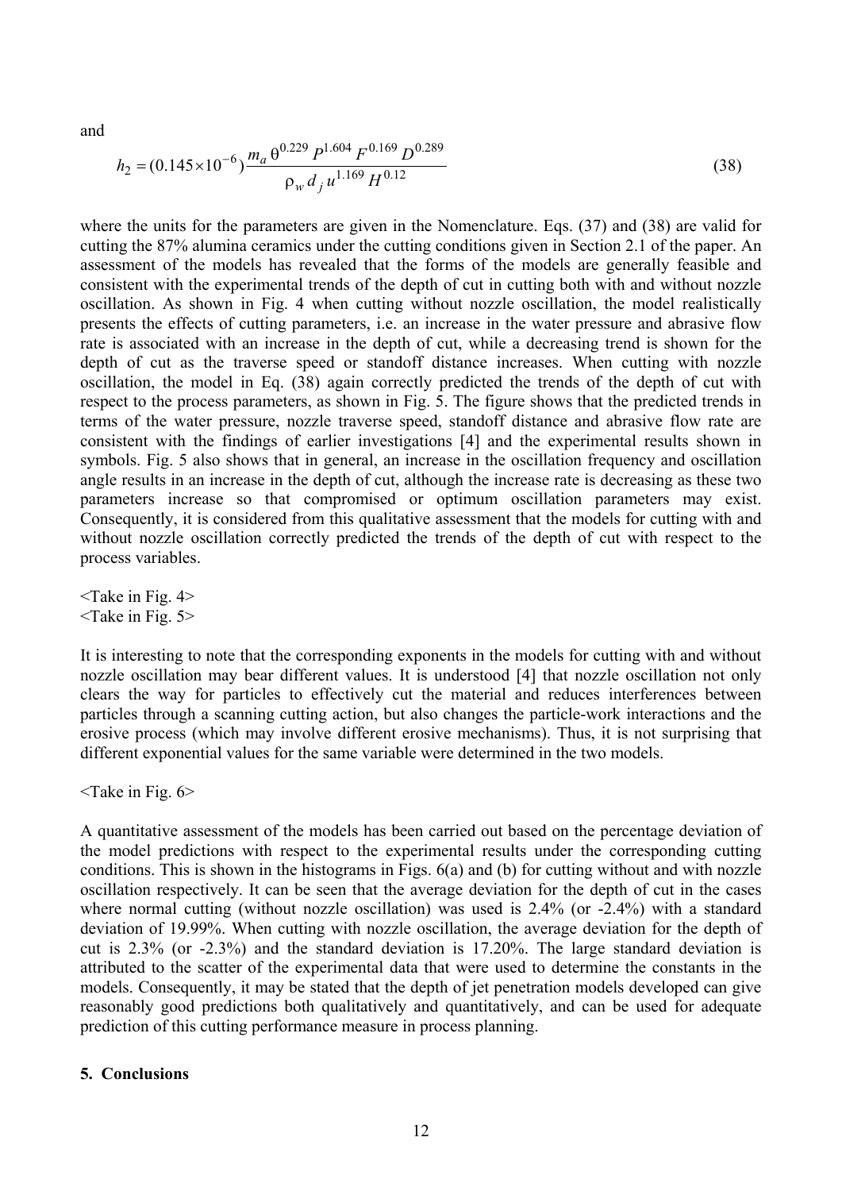and

$$h_2 = (0.145 \times 10^{-6}) \frac{m_a \, \theta^{0.229} \, P^{1.604} \, F^{0.169} \, D^{0.289}}{\rho_w \, d_j \, u^{1.169} \, H^{0.12}} \tag{38}$$

where the units for the parameters are given in the Nomenclature. Eqs. (37) and (38) are valid for cutting the 87% alumina ceramics under the cutting conditions given in Section 2.1 of the paper. An assessment of the models has revealed that the forms of the models are generally feasible and consistent with the experimental trends of the depth of cut in cutting both with and without nozzle oscillation. As shown in Fig. 4 when cutting without nozzle oscillation, the model realistically presents the effects of cutting parameters, i.e. an increase in the water pressure and abrasive flow rate is associated with an increase in the depth of cut, while a decreasing trend is shown for the depth of cut as the traverse speed or standoff distance increases. When cutting with nozzle oscillation, the model in Eq. (38) again correctly predicted the trends of the depth of cut with respect to the process parameters, as shown in Fig. 5. The figure shows that the predicted trends in terms of the water pressure, nozzle traverse speed, standoff distance and abrasive flow rate are consistent with the findings of earlier investigations [4] and the experimental results shown in symbols. Fig. 5 also shows that in general, an increase in the oscillation frequency and oscillation angle results in an increase in the depth of cut, although the increase rate is decreasing as these two parameters increase so that compromised or optimum oscillation parameters may exist. Consequently, it is considered from this qualitative assessment that the models for cutting with and without nozzle oscillation correctly predicted the trends of the depth of cut with respect to the process variables.

<Take in Fig. 4>
<Take in Fig. 5>

It is interesting to note that the corresponding exponents in the models for cutting with and without nozzle oscillation may bear different values. It is understood [4] that nozzle oscillation not only clears the way for particles to effectively cut the material and reduces interferences between particles through a scanning cutting action, but also changes the particle-work interactions and the erosive process (which may involve different erosive mechanisms). Thus, it is not surprising that different exponential values for the same variable were determined in the two models.

<Take in Fig. 6>

A quantitative assessment of the models has been carried out based on the percentage deviation of the model predictions with respect to the experimental results under the corresponding cutting conditions. This is shown in the histograms in Figs. 6(a) and (b) for cutting without and with nozzle oscillation respectively. It can be seen that the average deviation for the depth of cut in the cases where normal cutting (without nozzle oscillation) was used is 2.4% (or -2.4%) with a standard deviation of 19.99%. When cutting with nozzle oscillation, the average deviation for the depth of cut is 2.3% (or -2.3%) and the standard deviation is 17.20%. The large standard deviation is attributed to the scatter of the experimental data that were used to determine the constants in the models. Consequently, it may be stated that the depth of jet penetration models developed can give reasonably good predictions both qualitatively and quantitatively, and can be used for adequate prediction of this cutting performance measure in process planning.

## 5. Conclusions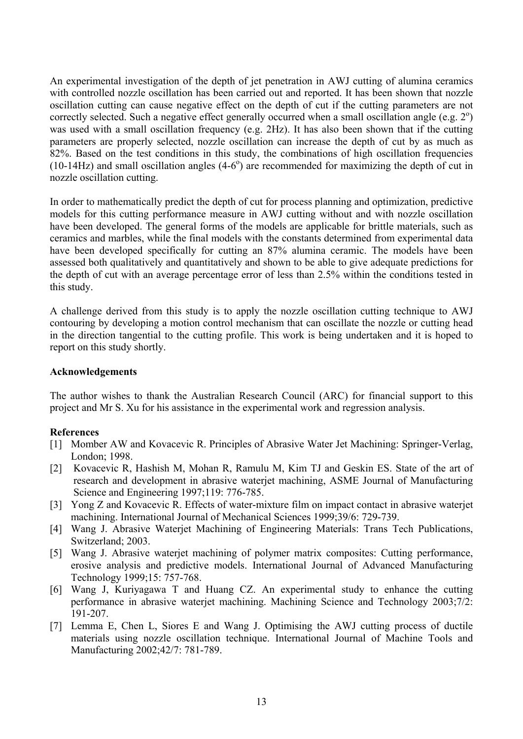An experimental investigation of the depth of jet penetration in AWJ cutting of alumina ceramics with controlled nozzle oscillation has been carried out and reported. It has been shown that nozzle oscillation cutting can cause negative effect on the depth of cut if the cutting parameters are not correctly selected. Such a negative effect generally occurred when a small oscillation angle (e.g. $2^o$) was used with a small oscillation frequency (e.g. 2Hz). It has also been shown that if the cutting parameters are properly selected, nozzle oscillation can increase the depth of cut by as much as 82%. Based on the test conditions in this study, the combinations of high oscillation frequencies (10-14Hz) and small oscillation angles (4-$6^o$) are recommended for maximizing the depth of cut in nozzle oscillation cutting.

In order to mathematically predict the depth of cut for process planning and optimization, predictive models for this cutting performance measure in AWJ cutting without and with nozzle oscillation have been developed. The general forms of the models are applicable for brittle materials, such as ceramics and marbles, while the final models with the constants determined from experimental data have been developed specifically for cutting an 87% alumina ceramic. The models have been assessed both qualitatively and quantitatively and shown to be able to give adequate predictions for the depth of cut with an average percentage error of less than 2.5% within the conditions tested in this study.

A challenge derived from this study is to apply the nozzle oscillation cutting technique to AWJ contouring by developing a motion control mechanism that can oscillate the nozzle or cutting head in the direction tangential to the cutting profile. This work is being undertaken and it is hoped to report on this study shortly.

**Acknowledgements**

The author wishes to thank the Australian Research Council (ARC) for financial support to this project and Mr S. Xu for his assistance in the experimental work and regression analysis.

**References**

[1] Momber AW and Kovacevic R. Principles of Abrasive Water Jet Machining: Springer-Verlag, London; 1998.

[2] Kovacevic R, Hashish M, Mohan R, Ramulu M, Kim TJ and Geskin ES. State of the art of research and development in abrasive waterjet machining, ASME Journal of Manufacturing Science and Engineering 1997;119: 776-785.

[3] Yong Z and Kovacevic R. Effects of water-mixture film on impact contact in abrasive waterjet machining. International Journal of Mechanical Sciences 1999;39/6: 729-739.

[4] Wang J. Abrasive Waterjet Machining of Engineering Materials: Trans Tech Publications, Switzerland; 2003.

[5] Wang J. Abrasive waterjet machining of polymer matrix composites: Cutting performance, erosive analysis and predictive models. International Journal of Advanced Manufacturing Technology 1999;15: 757-768.

[6] Wang J, Kuriyagawa T and Huang CZ. An experimental study to enhance the cutting performance in abrasive waterjet machining. Machining Science and Technology 2003;7/2: 191-207.

[7] Lemma E, Chen L, Siores E and Wang J. Optimising the AWJ cutting process of ductile materials using nozzle oscillation technique. International Journal of Machine Tools and Manufacturing 2002;42/7: 781-789.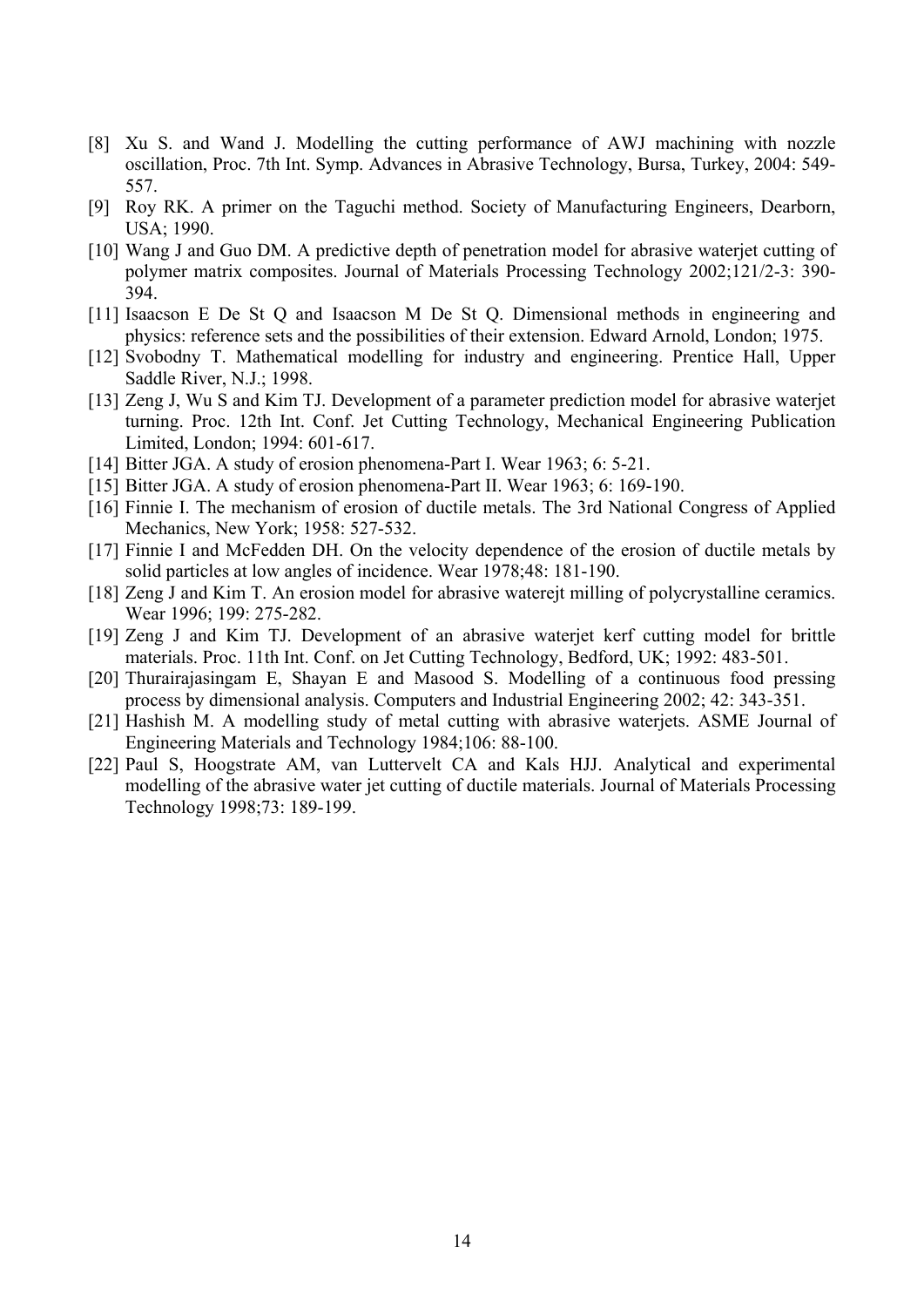[8] Xu S. and Wand J. Modelling the cutting performance of AWJ machining with nozzle oscillation, Proc. 7th Int. Symp. Advances in Abrasive Technology, Bursa, Turkey, 2004: 549-557.

[9] Roy RK. A primer on the Taguchi method. Society of Manufacturing Engineers, Dearborn, USA; 1990.

[10] Wang J and Guo DM. A predictive depth of penetration model for abrasive waterjet cutting of polymer matrix composites. Journal of Materials Processing Technology 2002;121/2-3: 390-394.

[11] Isaacson E De St Q and Isaacson M De St Q. Dimensional methods in engineering and physics: reference sets and the possibilities of their extension. Edward Arnold, London; 1975.

[12] Svobodny T. Mathematical modelling for industry and engineering. Prentice Hall, Upper Saddle River, N.J.; 1998.

[13] Zeng J, Wu S and Kim TJ. Development of a parameter prediction model for abrasive waterjet turning. Proc. 12th Int. Conf. Jet Cutting Technology, Mechanical Engineering Publication Limited, London; 1994: 601-617.

[14] Bitter JGA. A study of erosion phenomena-Part I. Wear 1963; 6: 5-21.

[15] Bitter JGA. A study of erosion phenomena-Part II. Wear 1963; 6: 169-190.

[16] Finnie I. The mechanism of erosion of ductile metals. The 3rd National Congress of Applied Mechanics, New York; 1958: 527-532.

[17] Finnie I and McFedden DH. On the velocity dependence of the erosion of ductile metals by solid particles at low angles of incidence. Wear 1978;48: 181-190.

[18] Zeng J and Kim T. An erosion model for abrasive waterejt milling of polycrystalline ceramics. Wear 1996; 199: 275-282.

[19] Zeng J and Kim TJ. Development of an abrasive waterjet kerf cutting model for brittle materials. Proc. 11th Int. Conf. on Jet Cutting Technology, Bedford, UK; 1992: 483-501.

[20] Thurairajasingam E, Shayan E and Masood S. Modelling of a continuous food pressing process by dimensional analysis. Computers and Industrial Engineering 2002; 42: 343-351.

[21] Hashish M. A modelling study of metal cutting with abrasive waterjets. ASME Journal of Engineering Materials and Technology 1984;106: 88-100.

[22] Paul S, Hoogstrate AM, van Luttervelt CA and Kals HJJ. Analytical and experimental modelling of the abrasive water jet cutting of ductile materials. Journal of Materials Processing Technology 1998;73: 189-199.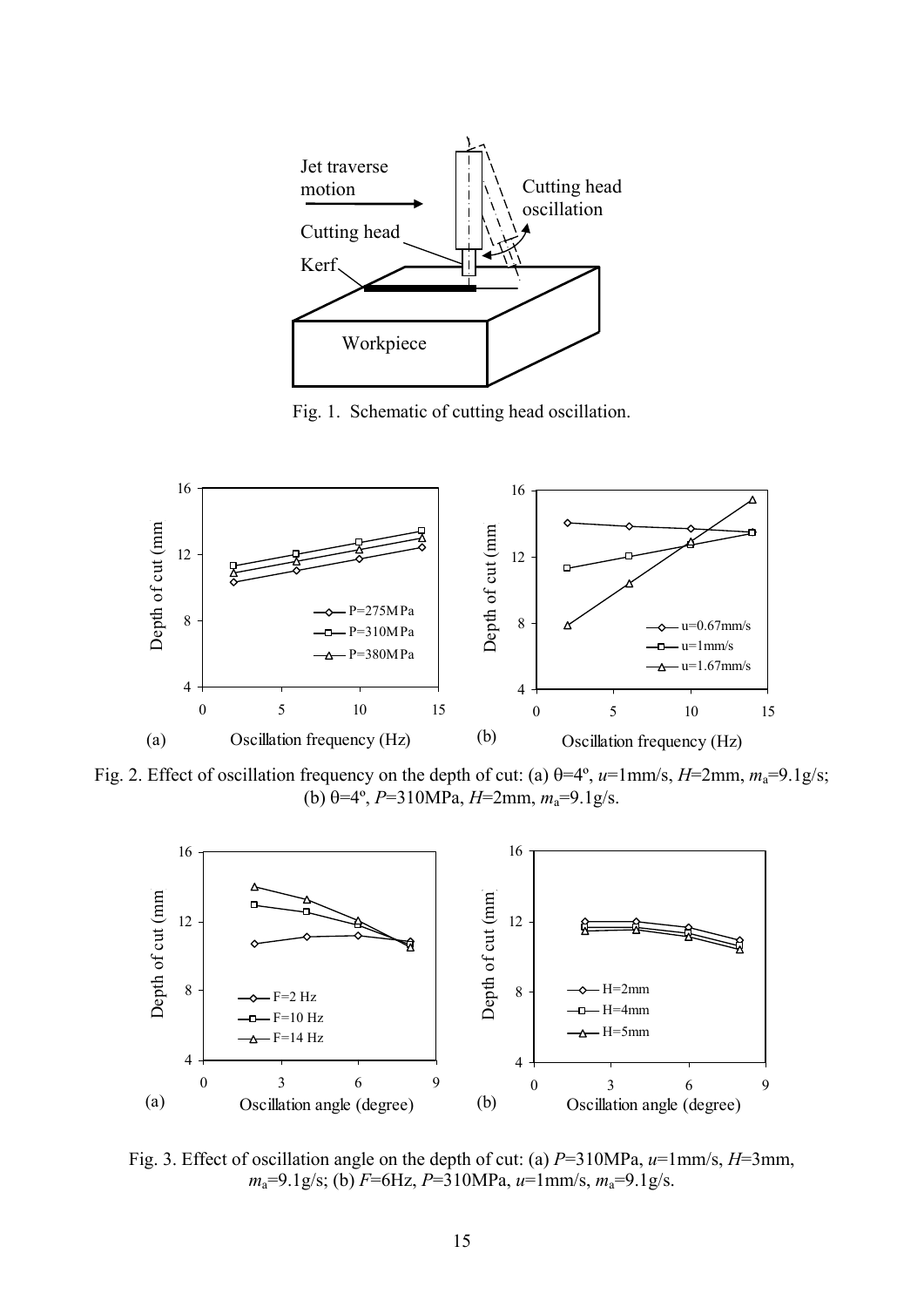Fig. 1. Schematic of cutting head oscillation.

Fig. 2. Effect of oscillation frequency on the depth of cut: (a) θ=4º, $u$=1mm/s, $H$=2mm, $m_a$=9.1g/s; (b) θ=4º, $P$=310MPa, $H$=2mm, $m_a$=9.1g/s.

Fig. 3. Effect of oscillation angle on the depth of cut: (a) $P$=310MPa, $u$=1mm/s, $H$=3mm, $m_a$=9.1g/s; (b) $F$=6Hz, $P$=310MPa, $u$=1mm/s, $m_a$=9.1g/s.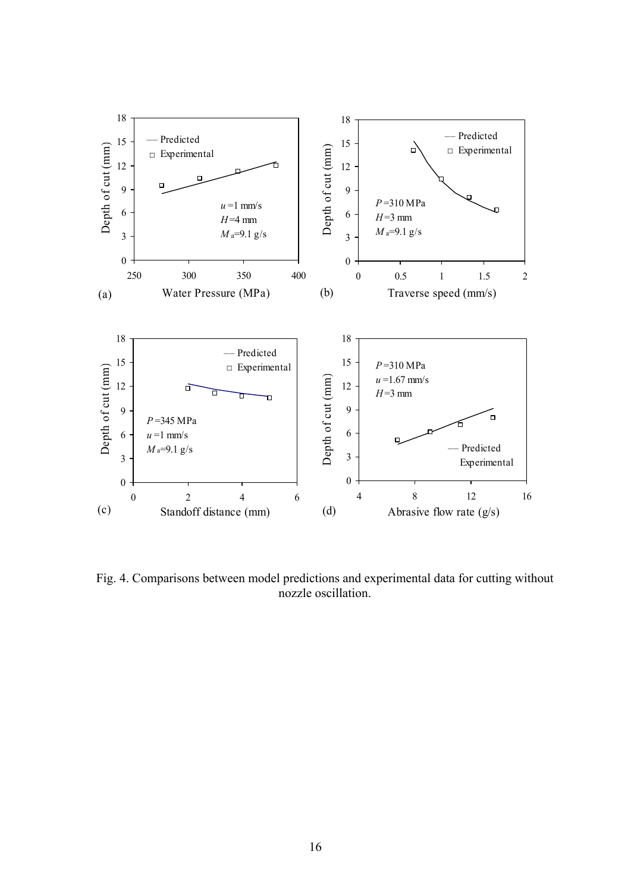Fig. 4. Comparisons between model predictions and experimental data for cutting without nozzle oscillation.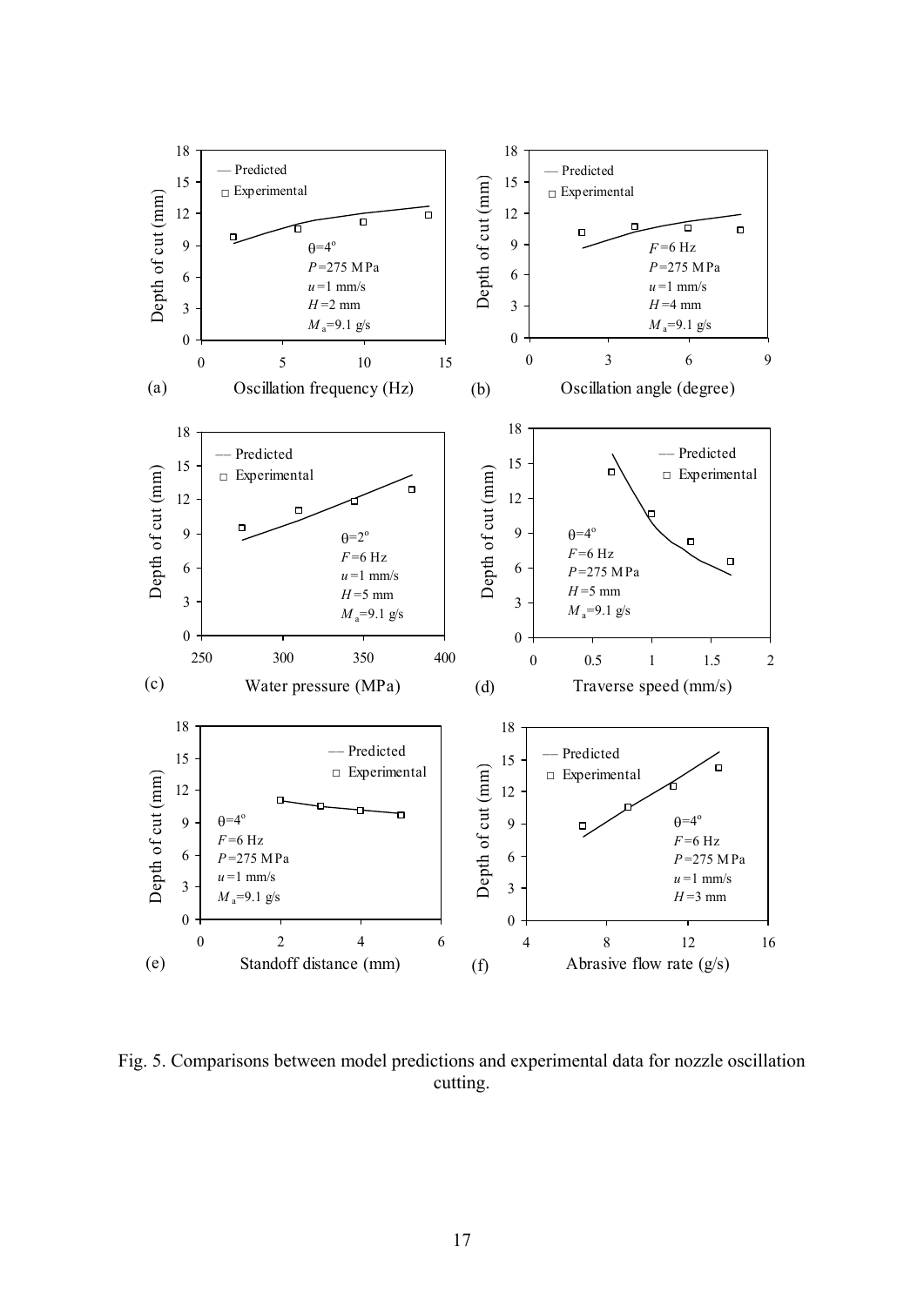Fig. 5. Comparisons between model predictions and experimental data for nozzle oscillation cutting.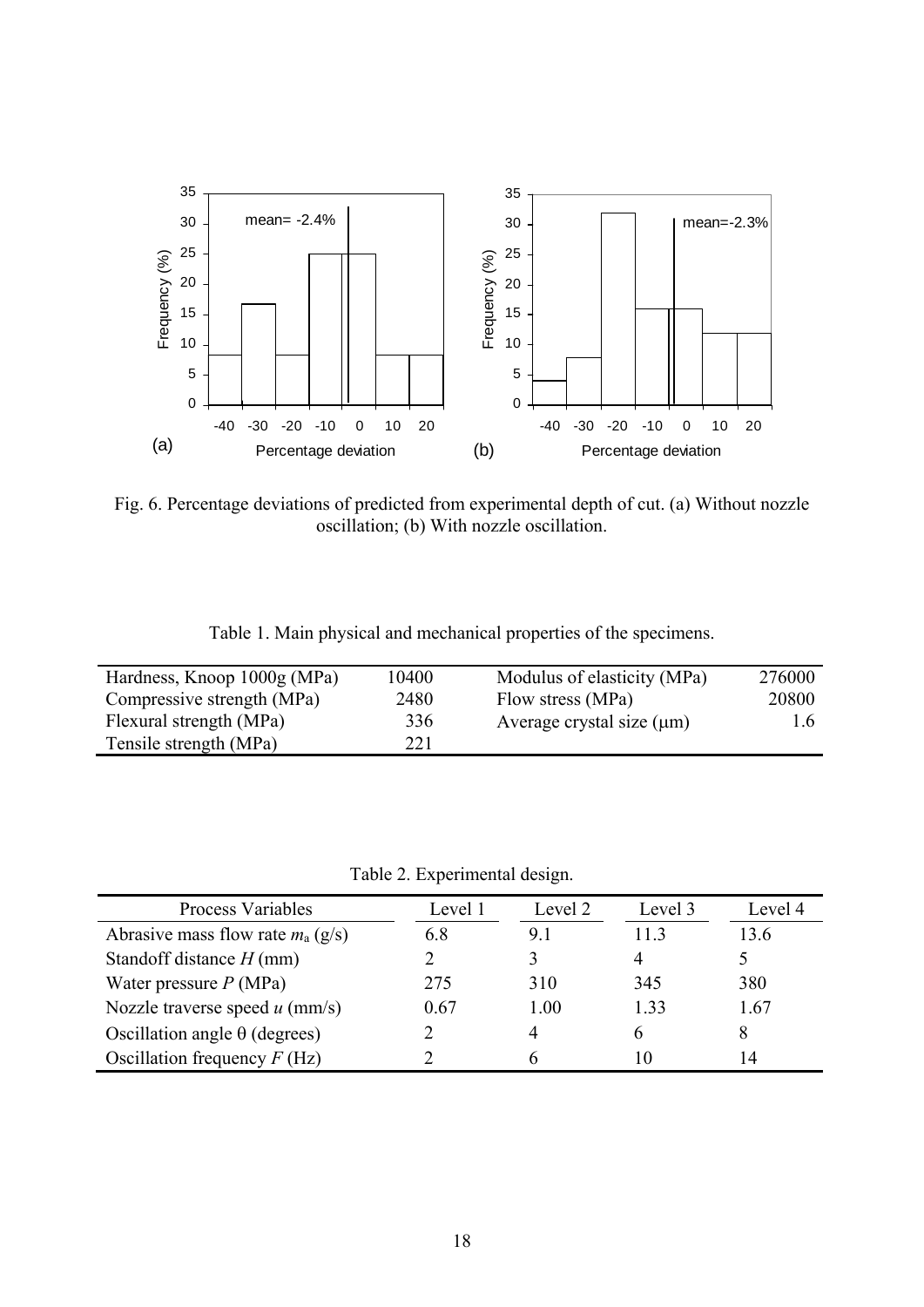35
30
25
20
15
10
5
0
Frequency (%)
mean= -2.4%
-40 -30 -20 -10 0 10 20
(a)
Percentage deviation

35
30
25
20
15
10
5
0
Frequency (%)
mean=-2.3%
-40 -30 -20 -10 0 10 20
(b)
Percentage deviation

Fig. 6. Percentage deviations of predicted from experimental depth of cut. (a) Without nozzle oscillation; (b) With nozzle oscillation.

Table 1. Main physical and mechanical properties of the specimens.

| | | | |
|---|---|---|---|
| Hardness, Knoop 1000g (MPa) | 10400 | Modulus of elasticity (MPa) | 276000 |
| Compressive strength (MPa) | 2480 | Flow stress (MPa) | 20800 |
| Flexural strength (MPa) | 336 | Average crystal size (μm) | 1.6 |
| Tensile strength (MPa) | 221 | | |

Table 2. Experimental design.

| Process Variables | Level 1 | Level 2 | Level 3 | Level 4 |
|---|---|---|---|---|
| Abrasive mass flow rate $m_a$ (g/s) | 6.8 | 9.1 | 11.3 | 13.6 |
| Standoff distance $H$ (mm) | 2 | 3 | 4 | 5 |
| Water pressure $P$ (MPa) | 275 | 310 | 345 | 380 |
| Nozzle traverse speed $u$ (mm/s) | 0.67 | 1.00 | 1.33 | 1.67 |
| Oscillation angle $\theta$ (degrees) | 2 | 4 | 6 | 8 |
| Oscillation frequency $F$ (Hz) | 2 | 6 | 10 | 14 |